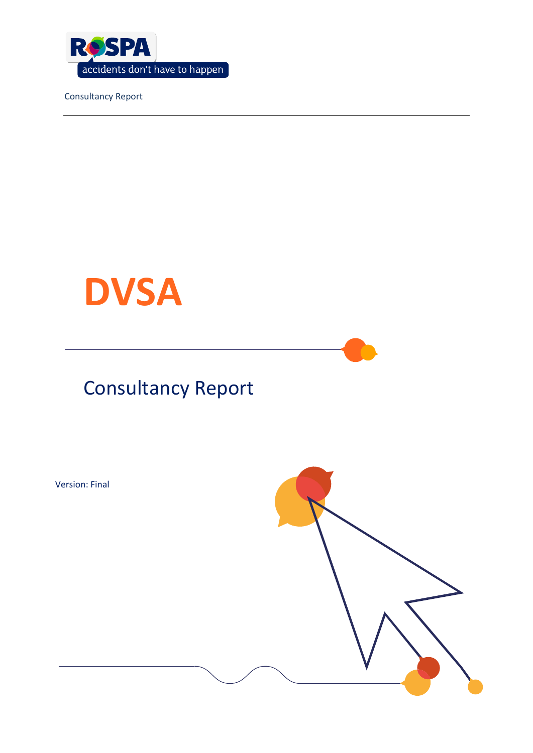RoSPA

accidents don't have to happen

Consultancy Report

# DVSA

## Consultancy Report

Version: Final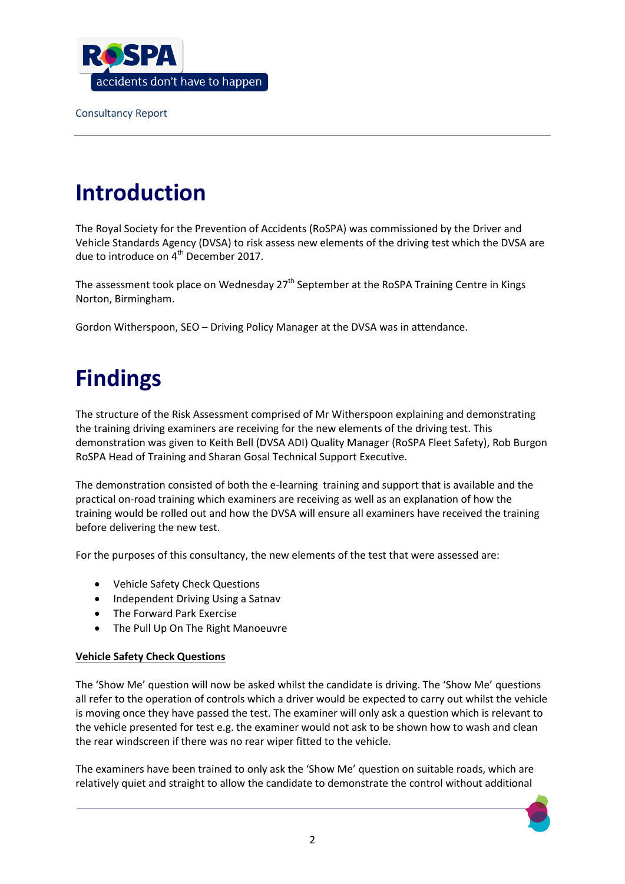Consultancy Report

# Introduction

The Royal Society for the Prevention of Accidents (RoSPA) was commissioned by the Driver and Vehicle Standards Agency (DVSA) to risk assess new elements of the driving test which the DVSA are due to introduce on 4th December 2017.

The assessment took place on Wednesday 27th September at the RoSPA Training Centre in Kings Norton, Birmingham.

Gordon Witherspoon, SEO – Driving Policy Manager at the DVSA was in attendance.

# Findings

The structure of the Risk Assessment comprised of Mr Witherspoon explaining and demonstrating the training driving examiners are receiving for the new elements of the driving test. This demonstration was given to Keith Bell (DVSA ADI) Quality Manager (RoSPA Fleet Safety), Rob Burgon RoSPA Head of Training and Sharan Gosal Technical Support Executive.

The demonstration consisted of both the e-learning training and support that is available and the practical on-road training which examiners are receiving as well as an explanation of how the training would be rolled out and how the DVSA will ensure all examiners have received the training before delivering the new test.

For the purposes of this consultancy, the new elements of the test that were assessed are:

- Vehicle Safety Check Questions
- Independent Driving Using a Satnav
- The Forward Park Exercise
- The Pull Up On The Right Manoeuvre

**Vehicle Safety Check Questions**

The 'Show Me' question will now be asked whilst the candidate is driving. The 'Show Me' questions all refer to the operation of controls which a driver would be expected to carry out whilst the vehicle is moving once they have passed the test. The examiner will only ask a question which is relevant to the vehicle presented for test e.g. the examiner would not ask to be shown how to wash and clean the rear windscreen if there was no rear wiper fitted to the vehicle.

The examiners have been trained to only ask the 'Show Me' question on suitable roads, which are relatively quiet and straight to allow the candidate to demonstrate the control without additional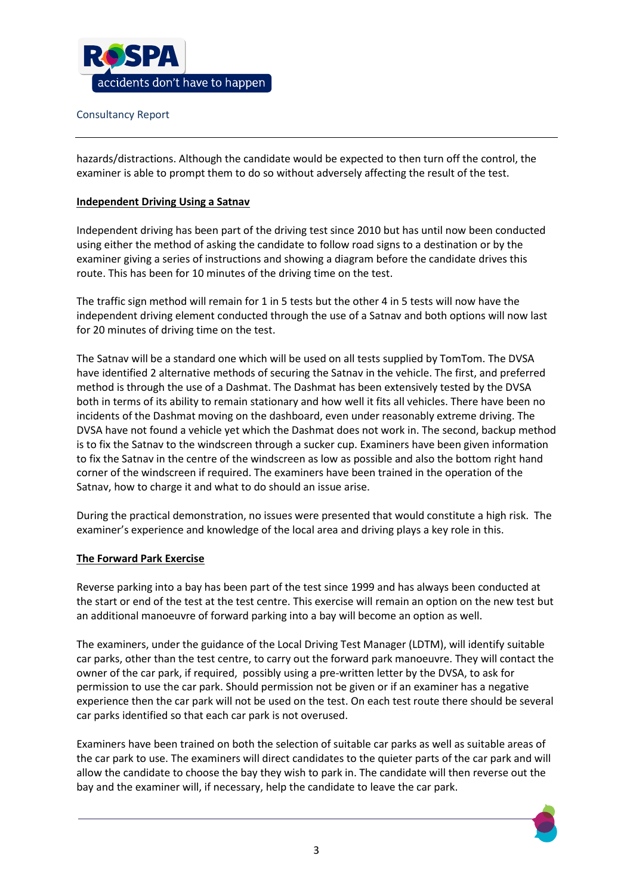hazards/distractions. Although the candidate would be expected to then turn off the control, the examiner is able to prompt them to do so without adversely affecting the result of the test.

**Independent Driving Using a Satnav**

Independent driving has been part of the driving test since 2010 but has until now been conducted using either the method of asking the candidate to follow road signs to a destination or by the examiner giving a series of instructions and showing a diagram before the candidate drives this route. This has been for 10 minutes of the driving time on the test.

The traffic sign method will remain for 1 in 5 tests but the other 4 in 5 tests will now have the independent driving element conducted through the use of a Satnav and both options will now last for 20 minutes of driving time on the test.

The Satnav will be a standard one which will be used on all tests supplied by TomTom. The DVSA have identified 2 alternative methods of securing the Satnav in the vehicle. The first, and preferred method is through the use of a Dashmat. The Dashmat has been extensively tested by the DVSA both in terms of its ability to remain stationary and how well it fits all vehicles. There have been no incidents of the Dashmat moving on the dashboard, even under reasonably extreme driving. The DVSA have not found a vehicle yet which the Dashmat does not work in. The second, backup method is to fix the Satnav to the windscreen through a sucker cup. Examiners have been given information to fix the Satnav in the centre of the windscreen as low as possible and also the bottom right hand corner of the windscreen if required. The examiners have been trained in the operation of the Satnav, how to charge it and what to do should an issue arise.

During the practical demonstration, no issues were presented that would constitute a high risk. The examiner's experience and knowledge of the local area and driving plays a key role in this.

**The Forward Park Exercise**

Reverse parking into a bay has been part of the test since 1999 and has always been conducted at the start or end of the test at the test centre. This exercise will remain an option on the new test but an additional manoeuvre of forward parking into a bay will become an option as well.

The examiners, under the guidance of the Local Driving Test Manager (LDTM), will identify suitable car parks, other than the test centre, to carry out the forward park manoeuvre. They will contact the owner of the car park, if required, possibly using a pre-written letter by the DVSA, to ask for permission to use the car park. Should permission not be given or if an examiner has a negative experience then the car park will not be used on the test. On each test route there should be several car parks identified so that each car park is not overused.

Examiners have been trained on both the selection of suitable car parks as well as suitable areas of the car park to use. The examiners will direct candidates to the quieter parts of the car park and will allow the candidate to choose the bay they wish to park in. The candidate will then reverse out the bay and the examiner will, if necessary, help the candidate to leave the car park.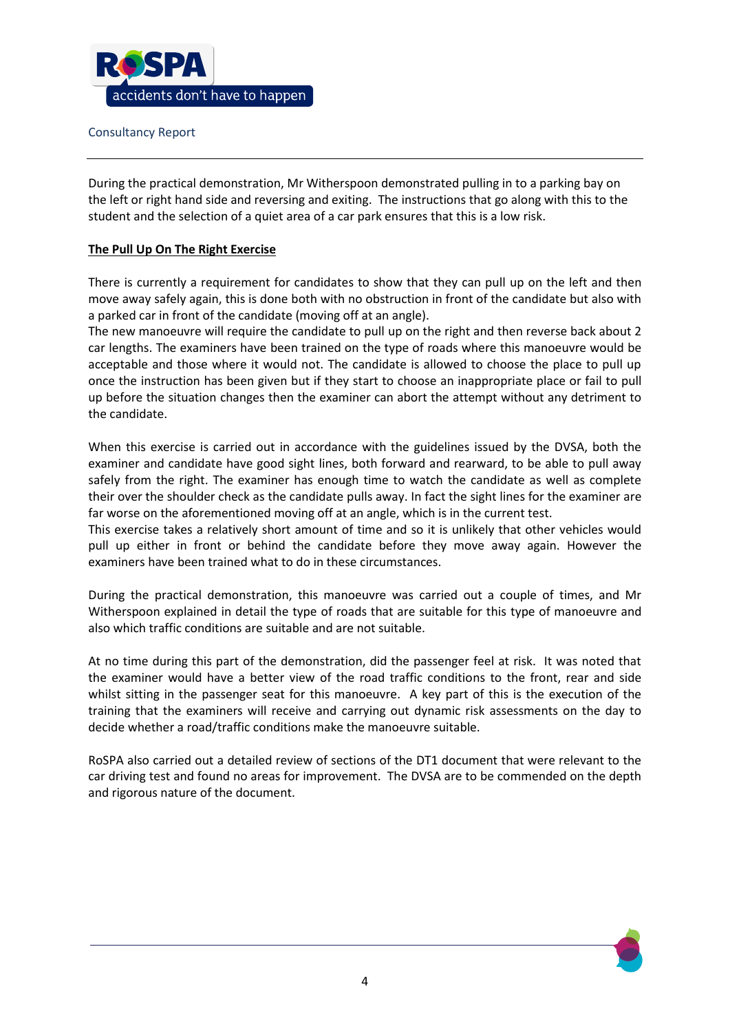During the practical demonstration, Mr Witherspoon demonstrated pulling in to a parking bay on the left or right hand side and reversing and exiting. The instructions that go along with this to the student and the selection of a quiet area of a car park ensures that this is a low risk.

**The Pull Up On The Right Exercise**

There is currently a requirement for candidates to show that they can pull up on the left and then move away safely again, this is done both with no obstruction in front of the candidate but also with a parked car in front of the candidate (moving off at an angle).
The new manoeuvre will require the candidate to pull up on the right and then reverse back about 2 car lengths. The examiners have been trained on the type of roads where this manoeuvre would be acceptable and those where it would not. The candidate is allowed to choose the place to pull up once the instruction has been given but if they start to choose an inappropriate place or fail to pull up before the situation changes then the examiner can abort the attempt without any detriment to the candidate.

When this exercise is carried out in accordance with the guidelines issued by the DVSA, both the examiner and candidate have good sight lines, both forward and rearward, to be able to pull away safely from the right. The examiner has enough time to watch the candidate as well as complete their over the shoulder check as the candidate pulls away. In fact the sight lines for the examiner are far worse on the aforementioned moving off at an angle, which is in the current test.
This exercise takes a relatively short amount of time and so it is unlikely that other vehicles would pull up either in front or behind the candidate before they move away again. However the examiners have been trained what to do in these circumstances.

During the practical demonstration, this manoeuvre was carried out a couple of times, and Mr Witherspoon explained in detail the type of roads that are suitable for this type of manoeuvre and also which traffic conditions are suitable and are not suitable.

At no time during this part of the demonstration, did the passenger feel at risk. It was noted that the examiner would have a better view of the road traffic conditions to the front, rear and side whilst sitting in the passenger seat for this manoeuvre. A key part of this is the execution of the training that the examiners will receive and carrying out dynamic risk assessments on the day to decide whether a road/traffic conditions make the manoeuvre suitable.

RoSPA also carried out a detailed review of sections of the DT1 document that were relevant to the car driving test and found no areas for improvement. The DVSA are to be commended on the depth and rigorous nature of the document.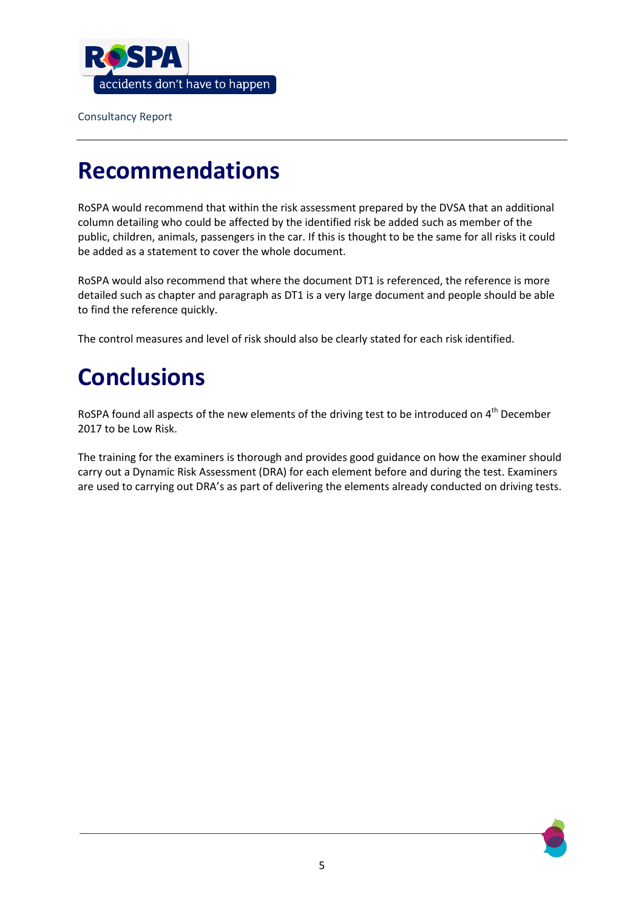# Recommendations

RoSPA would recommend that within the risk assessment prepared by the DVSA that an additional column detailing who could be affected by the identified risk be added such as member of the public, children, animals, passengers in the car. If this is thought to be the same for all risks it could be added as a statement to cover the whole document.

RoSPA would also recommend that where the document DT1 is referenced, the reference is more detailed such as chapter and paragraph as DT1 is a very large document and people should be able to find the reference quickly.

The control measures and level of risk should also be clearly stated for each risk identified.

# Conclusions

RoSPA found all aspects of the new elements of the driving test to be introduced on 4th December 2017 to be Low Risk.

The training for the examiners is thorough and provides good guidance on how the examiner should carry out a Dynamic Risk Assessment (DRA) for each element before and during the test. Examiners are used to carrying out DRA's as part of delivering the elements already conducted on driving tests.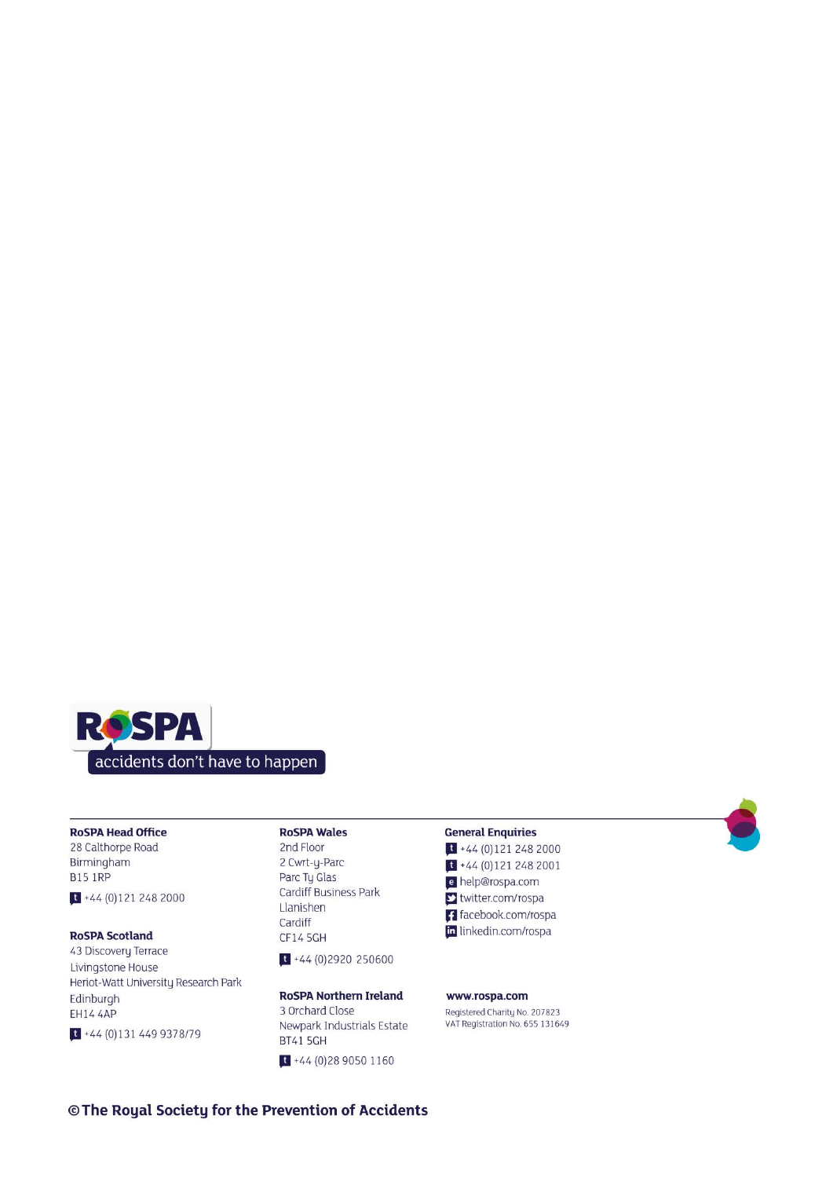RoSPA

accidents don't have to happen

**RoSPA Head Office**
28 Calthorpe Road
Birmingham
B15 1RP

t +44 (0)121 248 2000

**RoSPA Scotland**
43 Discovery Terrace
Livingstone House
Heriot-Watt University Research Park
Edinburgh
EH14 4AP

t +44 (0)131 449 9378/79

**RoSPA Wales**
2nd Floor
2 Cwrt-y-Parc
Parc Ty Glas
Cardiff Business Park
Llanishen
Cardiff
CF14 5GH

t +44 (0)2920 250600

**RoSPA Northern Ireland**
3 Orchard Close
Newpark Industrials Estate
BT41 5GH

t +44 (0)28 9050 1160

**General Enquiries**

t +44 (0)121 248 2000
t +44 (0)121 248 2001
e help@rospa.com
twitter.com/rospa
facebook.com/rospa
linkedin.com/rospa

**www.rospa.com**

Registered Charity No. 207823
VAT Registration No. 655 131649

**©The Royal Society for the Prevention of Accidents**